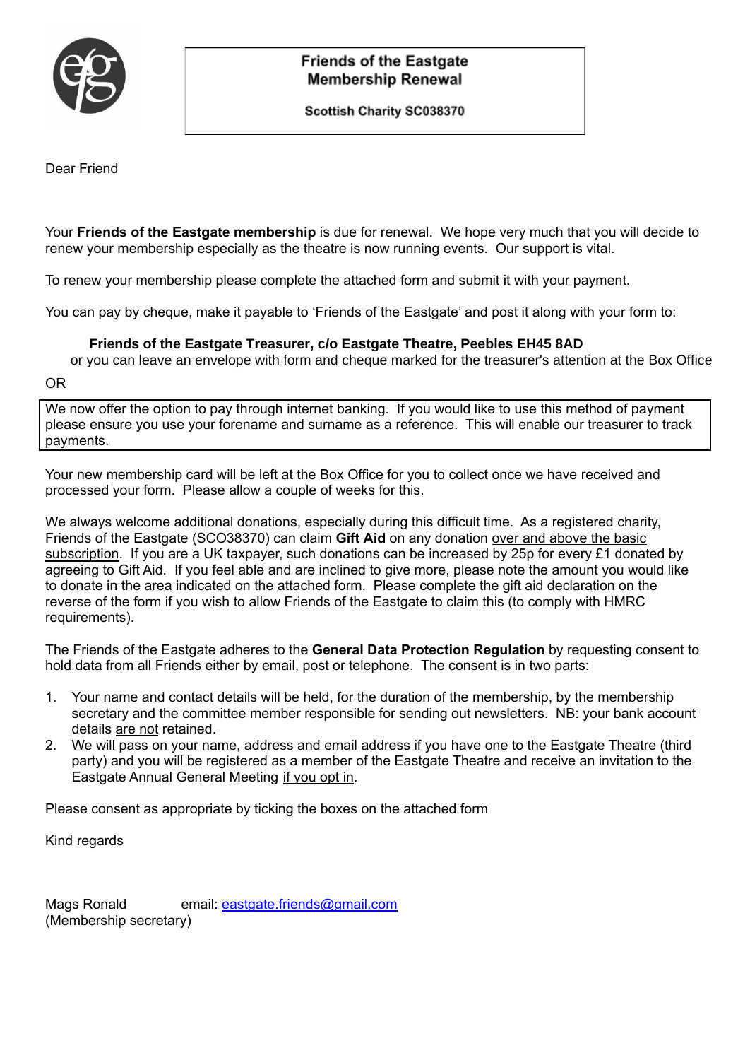# Friends of the Eastgate Membership Renewal

**Scottish Charity SC038370**

Dear Friend

Your **Friends of the Eastgate membership** is due for renewal. We hope very much that you will decide to renew your membership especially as the theatre is now running events. Our support is vital.

To renew your membership please complete the attached form and submit it with your payment.

You can pay by cheque, make it payable to 'Friends of the Eastgate' and post it along with your form to:

**Friends of the Eastgate Treasurer, c/o Eastgate Theatre, Peebles EH45 8AD**
or you can leave an envelope with form and cheque marked for the treasurer's attention at the Box Office

OR

We now offer the option to pay through internet banking. If you would like to use this method of payment please ensure you use your forename and surname as a reference. This will enable our treasurer to track payments.

Your new membership card will be left at the Box Office for you to collect once we have received and processed your form. Please allow a couple of weeks for this.

We always welcome additional donations, especially during this difficult time. As a registered charity, Friends of the Eastgate (SCO38370) can claim **Gift Aid** on any donation over and above the basic subscription. If you are a UK taxpayer, such donations can be increased by 25p for every £1 donated by agreeing to Gift Aid. If you feel able and are inclined to give more, please note the amount you would like to donate in the area indicated on the attached form. Please complete the gift aid declaration on the reverse of the form if you wish to allow Friends of the Eastgate to claim this (to comply with HMRC requirements).

The Friends of the Eastgate adheres to the **General Data Protection Regulation** by requesting consent to hold data from all Friends either by email, post or telephone. The consent is in two parts:

1. Your name and contact details will be held, for the duration of the membership, by the membership secretary and the committee member responsible for sending out newsletters. NB: your bank account details are not retained.
2. We will pass on your name, address and email address if you have one to the Eastgate Theatre (third party) and you will be registered as a member of the Eastgate Theatre and receive an invitation to the Eastgate Annual General Meeting if you opt in.

Please consent as appropriate by ticking the boxes on the attached form

Kind regards

Mags Ronald email: eastgate.friends@gmail.com
(Membership secretary)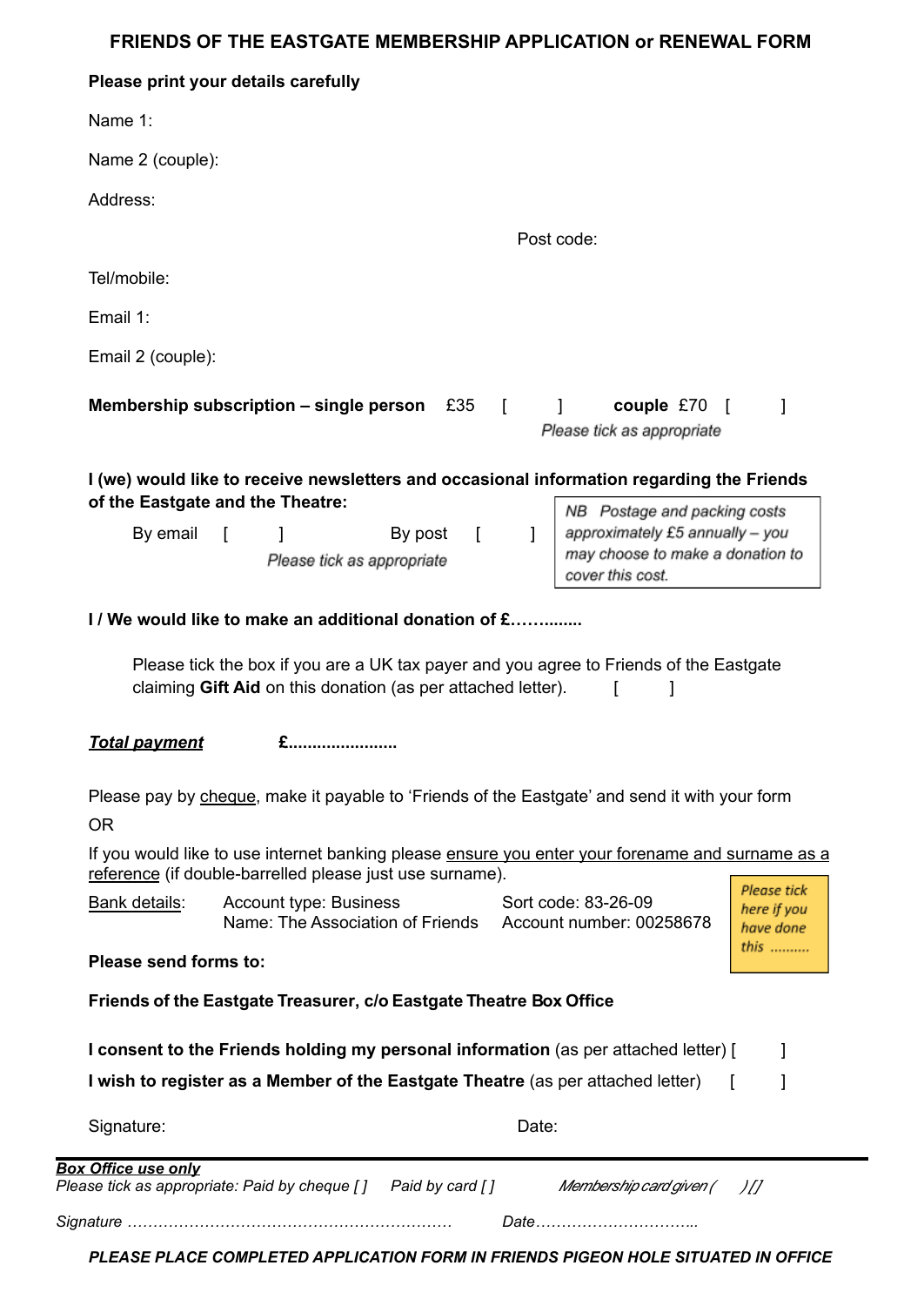# FRIENDS OF THE EASTGATE MEMBERSHIP APPLICATION or RENEWAL FORM

**Please print your details carefully**

Name 1:

Name 2 (couple):

Address:

Post code:

Tel/mobile:

Email 1:

Email 2 (couple):

**Membership subscription – single person** £35 [ ] **couple** £70 [ ]

*Please tick as appropriate*

**I (we) would like to receive newsletters and occasional information regarding the Friends of the Eastgate and the Theatre:**

By email [ ] By post [ ]

*Please tick as appropriate*

*NB Postage and packing costs approximately £5 annually – you may choose to make a donation to cover this cost.*

**I / We would like to make an additional donation of £…….......**

Please tick the box if you are a UK tax payer and you agree to Friends of the Eastgate claiming **Gift Aid** on this donation (as per attached letter). [ ]

***Total payment*** **£.......................**

Please pay by cheque, make it payable to 'Friends of the Eastgate' and send it with your form

OR

If you would like to use internet banking please ensure you enter your forename and surname as a reference (if double-barrelled please just use surname).

Bank details: Account type: Business
Name: The Association of Friends
Sort code: 83-26-09
Account number: 00258678

*Please tick here if you have done this ……….*

**Please send forms to:**

**Friends of the Eastgate Treasurer, c/o Eastgate Theatre Box Office**

**I consent to the Friends holding my personal information** (as per attached letter) [ ]

**I wish to register as a Member of the Eastgate Theatre** (as per attached letter) [ ]

Signature: Date:

---

***Box Office use only***

*Please tick as appropriate: Paid by cheque [ ] Paid by card [ ] Membership card given ( ) [ ]*

*Signature ……………………………………………………… Date…………………………..*

***PLEASE PLACE COMPLETED APPLICATION FORM IN FRIENDS PIGEON HOLE SITUATED IN OFFICE***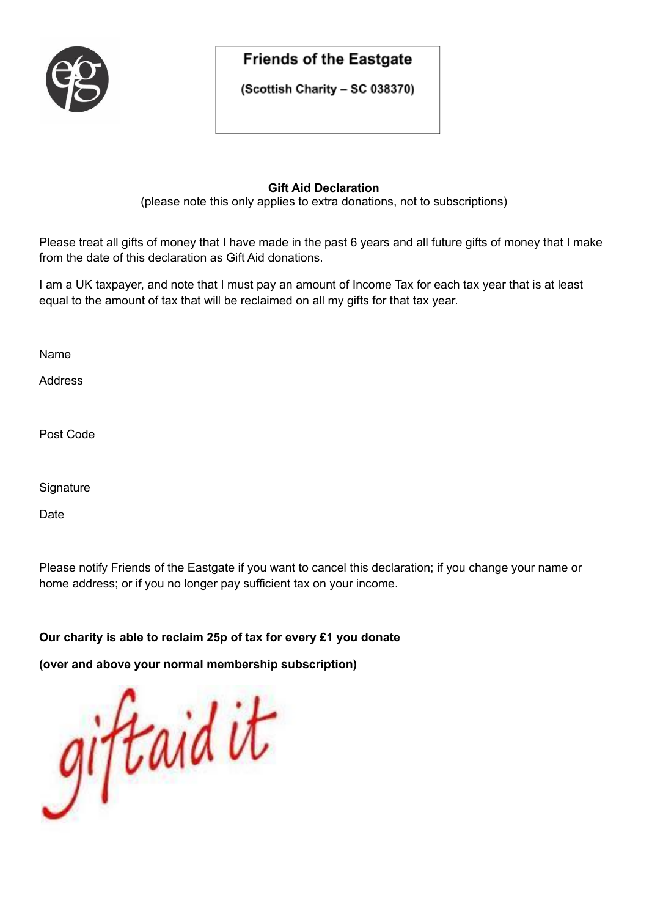**Friends of the Eastgate**

**(Scottish Charity – SC 038370)**

**Gift Aid Declaration**

(please note this only applies to extra donations, not to subscriptions)

Please treat all gifts of money that I have made in the past 6 years and all future gifts of money that I make from the date of this declaration as Gift Aid donations.

I am a UK taxpayer, and note that I must pay an amount of Income Tax for each tax year that is at least equal to the amount of tax that will be reclaimed on all my gifts for that tax year.

Name

Address

Post Code

Signature

Date

Please notify Friends of the Eastgate if you want to cancel this declaration; if you change your name or home address; or if you no longer pay sufficient tax on your income.

**Our charity is able to reclaim 25p of tax for every £1 you donate**

**(over and above your normal membership subscription)**

giftaid it